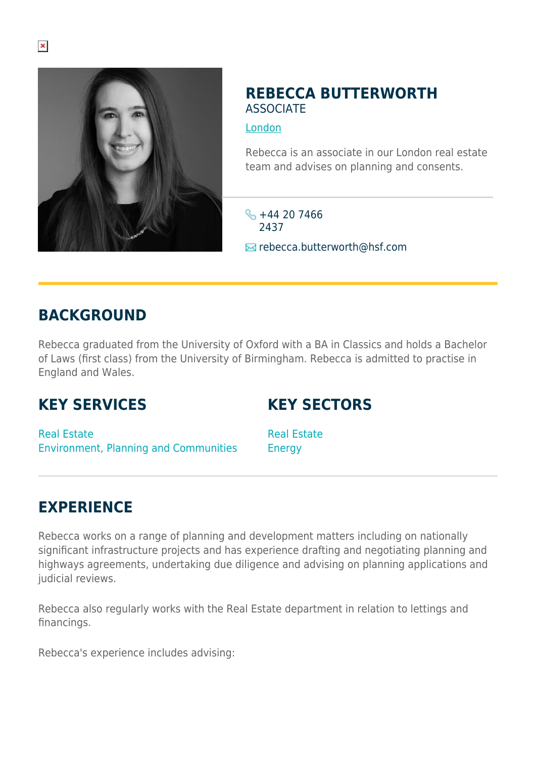# REBECCA BUTTERWORTH

ASSOCIATE

London

Rebecca is an associate in our London real estate team and advises on planning and consents.

+44 20 7466 2437

rebecca.butterworth@hsf.com

## BACKGROUND

Rebecca graduated from the University of Oxford with a BA in Classics and holds a Bachelor of Laws (first class) from the University of Birmingham. Rebecca is admitted to practise in England and Wales.

## KEY SERVICES

Real Estate
Environment, Planning and Communities

## KEY SECTORS

Real Estate
Energy

## EXPERIENCE

Rebecca works on a range of planning and development matters including on nationally significant infrastructure projects and has experience drafting and negotiating planning and highways agreements, undertaking due diligence and advising on planning applications and judicial reviews.

Rebecca also regularly works with the Real Estate department in relation to lettings and financings.

Rebecca's experience includes advising: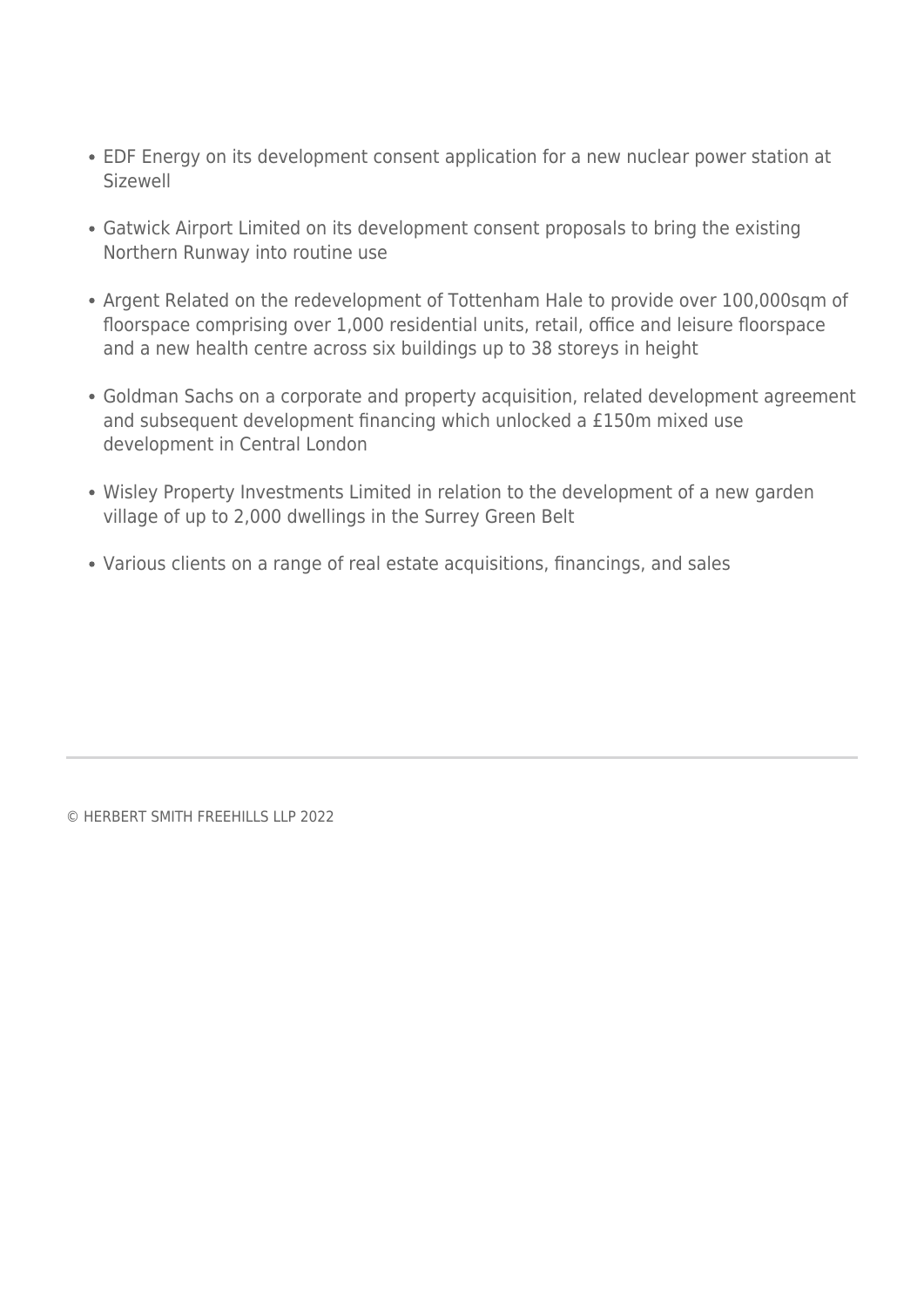- EDF Energy on its development consent application for a new nuclear power station at Sizewell
- Gatwick Airport Limited on its development consent proposals to bring the existing Northern Runway into routine use
- Argent Related on the redevelopment of Tottenham Hale to provide over 100,000sqm of floorspace comprising over 1,000 residential units, retail, office and leisure floorspace and a new health centre across six buildings up to 38 storeys in height
- Goldman Sachs on a corporate and property acquisition, related development agreement and subsequent development financing which unlocked a £150m mixed use development in Central London
- Wisley Property Investments Limited in relation to the development of a new garden village of up to 2,000 dwellings in the Surrey Green Belt
- Various clients on a range of real estate acquisitions, financings, and sales

---

© HERBERT SMITH FREEHILLS LLP 2022